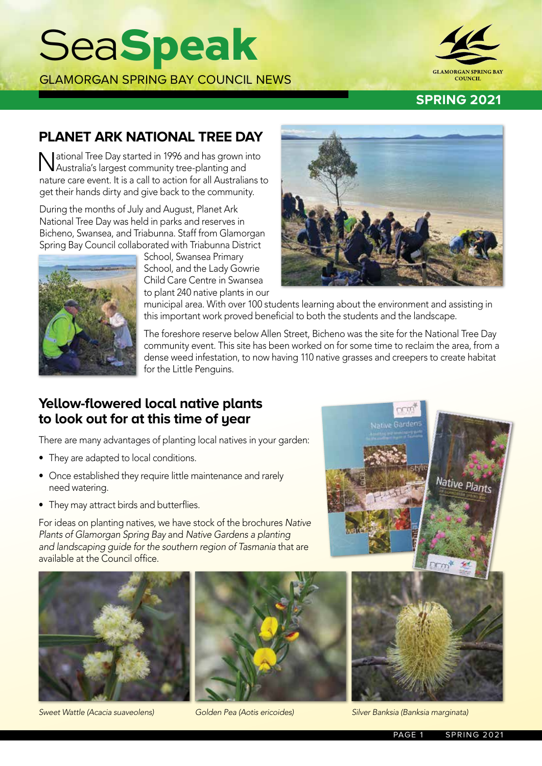# SeaSpeak

GLAMORGAN SPRING BAY COUNCIL NEWS

SPRING 2021

## PLANET ARK NATIONAL TREE DAY

National Tree Day started in 1996 and has grown into Australia's largest community tree-planting and nature care event. It is a call to action for all Australians to get their hands dirty and give back to the community.

During the months of July and August, Planet Ark National Tree Day was held in parks and reserves in Bicheno, Swansea, and Triabunna. Staff from Glamorgan Spring Bay Council collaborated with Triabunna District School, Swansea Primary School, and the Lady Gowrie Child Care Centre in Swansea to plant 240 native plants in our municipal area. With over 100 students learning about the environment and assisting in this important work proved beneficial to both the students and the landscape.

The foreshore reserve below Allen Street, Bicheno was the site for the National Tree Day community event. This site has been worked on for some time to reclaim the area, from a dense weed infestation, to now having 110 native grasses and creepers to create habitat for the Little Penguins.

## Yellow-flowered local native plants to look out for at this time of year

There are many advantages of planting local natives in your garden:

- They are adapted to local conditions.
- Once established they require little maintenance and rarely need watering.
- They may attract birds and butterflies.

For ideas on planting natives, we have stock of the brochures *Native Plants of Glamorgan Spring Bay* and *Native Gardens a planting and landscaping guide for the southern region of Tasmania* that are available at the Council office.

*Sweet Wattle (Acacia suaveolens)*

*Golden Pea (Aotis ericoides)*

*Silver Banksia (Banksia marginata)*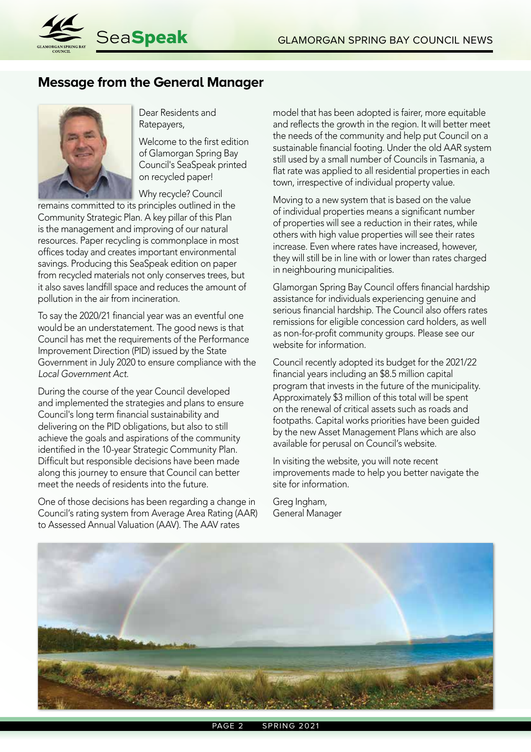## Message from the General Manager

Dear Residents and Ratepayers,

Welcome to the first edition of Glamorgan Spring Bay Council's SeaSpeak printed on recycled paper!

Why recycle? Council remains committed to its principles outlined in the Community Strategic Plan. A key pillar of this Plan is the management and improving of our natural resources. Paper recycling is commonplace in most offices today and creates important environmental savings. Producing this SeaSpeak edition on paper from recycled materials not only conserves trees, but it also saves landfill space and reduces the amount of pollution in the air from incineration.

To say the 2020/21 financial year was an eventful one would be an understatement. The good news is that Council has met the requirements of the Performance Improvement Direction (PID) issued by the State Government in July 2020 to ensure compliance with the *Local Government Act*.

During the course of the year Council developed and implemented the strategies and plans to ensure Council's long term financial sustainability and delivering on the PID obligations, but also to still achieve the goals and aspirations of the community identified in the 10-year Strategic Community Plan. Difficult but responsible decisions have been made along this journey to ensure that Council can better meet the needs of residents into the future.

One of those decisions has been regarding a change in Council's rating system from Average Area Rating (AAR) to Assessed Annual Valuation (AAV). The AAV rates model that has been adopted is fairer, more equitable and reflects the growth in the region. It will better meet the needs of the community and help put Council on a sustainable financial footing. Under the old AAR system still used by a small number of Councils in Tasmania, a flat rate was applied to all residential properties in each town, irrespective of individual property value.

Moving to a new system that is based on the value of individual properties means a significant number of properties will see a reduction in their rates, while others with high value properties will see their rates increase. Even where rates have increased, however, they will still be in line with or lower than rates charged in neighbouring municipalities.

Glamorgan Spring Bay Council offers financial hardship assistance for individuals experiencing genuine and serious financial hardship. The Council also offers rates remissions for eligible concession card holders, as well as non-for-profit community groups. Please see our website for information.

Council recently adopted its budget for the 2021/22 financial years including an $8.5 million capital program that invests in the future of the municipality. Approximately $3 million of this total will be spent on the renewal of critical assets such as roads and footpaths. Capital works priorities have been guided by the new Asset Management Plans which are also available for perusal on Council's website.

In visiting the website, you will note recent improvements made to help you better navigate the site for information.

Greg Ingham,
General Manager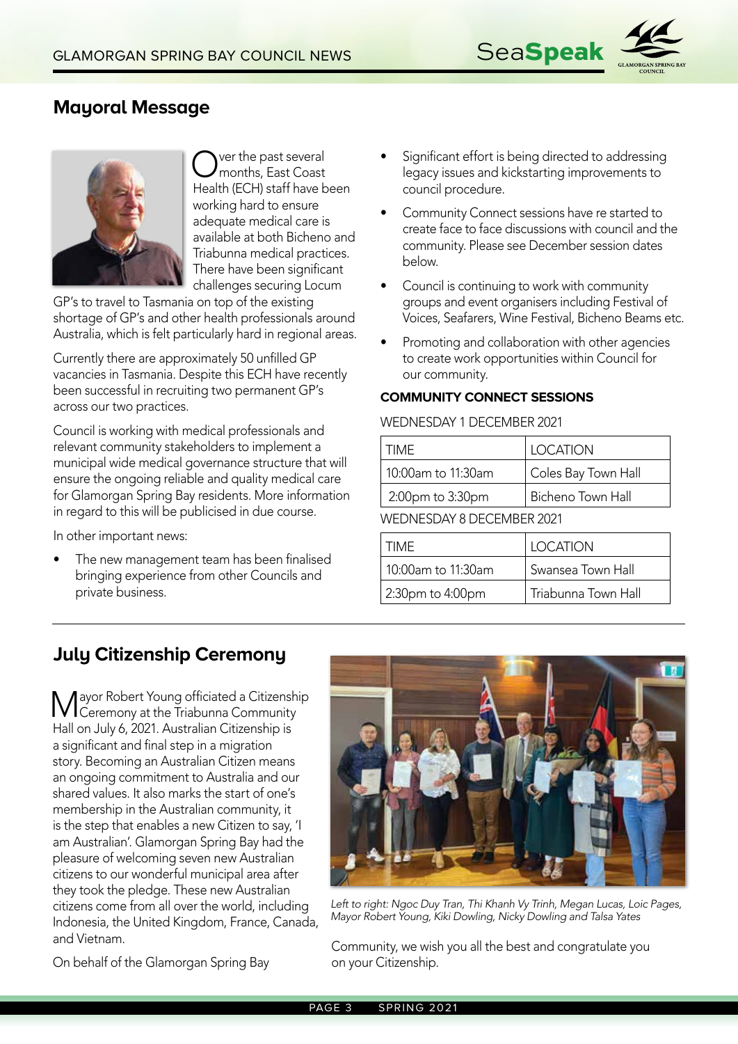## Mayoral Message

Over the past several months, East Coast Health (ECH) staff have been working hard to ensure adequate medical care is available at both Bicheno and Triabunna medical practices. There have been significant challenges securing Locum GP's to travel to Tasmania on top of the existing shortage of GP's and other health professionals around Australia, which is felt particularly hard in regional areas.

Currently there are approximately 50 unfilled GP vacancies in Tasmania. Despite this ECH have recently been successful in recruiting two permanent GP's across our two practices.

Council is working with medical professionals and relevant community stakeholders to implement a municipal wide medical governance structure that will ensure the ongoing reliable and quality medical care for Glamorgan Spring Bay residents. More information in regard to this will be publicised in due course.

In other important news:

- The new management team has been finalised bringing experience from other Councils and private business.
- Significant effort is being directed to addressing legacy issues and kickstarting improvements to council procedure.
- Community Connect sessions have re started to create face to face discussions with council and the community. Please see December session dates below.
- Council is continuing to work with community groups and event organisers including Festival of Voices, Seafarers, Wine Festival, Bicheno Beams etc.
- Promoting and collaboration with other agencies to create work opportunities within Council for our community.

**COMMUNITY CONNECT SESSIONS**

WEDNESDAY 1 DECEMBER 2021

| TIME | LOCATION |
|---|---|
| 10:00am to 11:30am | Coles Bay Town Hall |
| 2:00pm to 3:30pm | Bicheno Town Hall |

WEDNESDAY 8 DECEMBER 2021

| TIME | LOCATION |
|---|---|
| 10:00am to 11:30am | Swansea Town Hall |
| 2:30pm to 4:00pm | Triabunna Town Hall |

## July Citizenship Ceremony

Mayor Robert Young officiated a Citizenship Ceremony at the Triabunna Community Hall on July 6, 2021. Australian Citizenship is a significant and final step in a migration story. Becoming an Australian Citizen means an ongoing commitment to Australia and our shared values. It also marks the start of one's membership in the Australian community, it is the step that enables a new Citizen to say, 'I am Australian'. Glamorgan Spring Bay had the pleasure of welcoming seven new Australian citizens to our wonderful municipal area after they took the pledge. These new Australian citizens come from all over the world, including Indonesia, the United Kingdom, France, Canada, and Vietnam.

On behalf of the Glamorgan Spring Bay Community, we wish you all the best and congratulate you on your Citizenship.

*Left to right: Ngoc Duy Tran, Thi Khanh Vy Trinh, Megan Lucas, Loic Pages, Mayor Robert Young, Kiki Dowling, Nicky Dowling and Talsa Yates*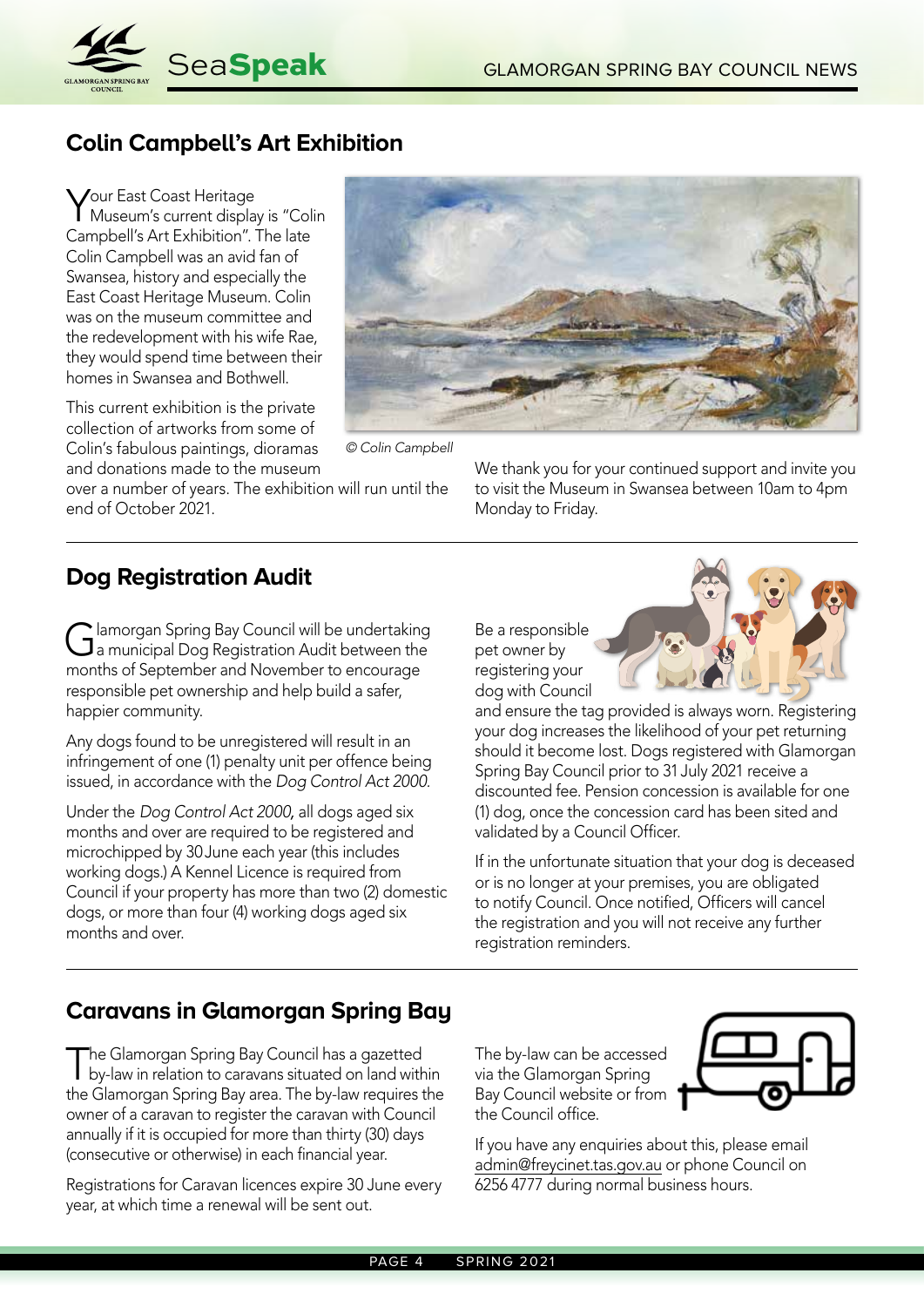## Colin Campbell's Art Exhibition

Your East Coast Heritage Museum's current display is "Colin Campbell's Art Exhibition". The late Colin Campbell was an avid fan of Swansea, history and especially the East Coast Heritage Museum. Colin was on the museum committee and the redevelopment with his wife Rae, they would spend time between their homes in Swansea and Bothwell.

This current exhibition is the private collection of artworks from some of Colin's fabulous paintings, dioramas and donations made to the museum over a number of years. The exhibition will run until the end of October 2021.

*© Colin Campbell*

We thank you for your continued support and invite you to visit the Museum in Swansea between 10am to 4pm Monday to Friday.

## Dog Registration Audit

Glamorgan Spring Bay Council will be undertaking a municipal Dog Registration Audit between the months of September and November to encourage responsible pet ownership and help build a safer, happier community.

Any dogs found to be unregistered will result in an infringement of one (1) penalty unit per offence being issued, in accordance with the *Dog Control Act 2000.*

Under the *Dog Control Act 2000,* all dogs aged six months and over are required to be registered and microchipped by 30 June each year (this includes working dogs.) A Kennel Licence is required from Council if your property has more than two (2) domestic dogs, or more than four (4) working dogs aged six months and over.

Be a responsible pet owner by registering your dog with Council and ensure the tag provided is always worn. Registering your dog increases the likelihood of your pet returning should it become lost. Dogs registered with Glamorgan Spring Bay Council prior to 31 July 2021 receive a discounted fee. Pension concession is available for one (1) dog, once the concession card has been sited and validated by a Council Officer.

If in the unfortunate situation that your dog is deceased or is no longer at your premises, you are obligated to notify Council. Once notified, Officers will cancel the registration and you will not receive any further registration reminders.

## Caravans in Glamorgan Spring Bay

The Glamorgan Spring Bay Council has a gazetted by-law in relation to caravans situated on land within the Glamorgan Spring Bay area. The by-law requires the owner of a caravan to register the caravan with Council annually if it is occupied for more than thirty (30) days (consecutive or otherwise) in each financial year.

Registrations for Caravan licences expire 30 June every year, at which time a renewal will be sent out.

The by-law can be accessed via the Glamorgan Spring Bay Council website or from the Council office.

If you have any enquiries about this, please email admin@freycinet.tas.gov.au or phone Council on 6256 4777 during normal business hours.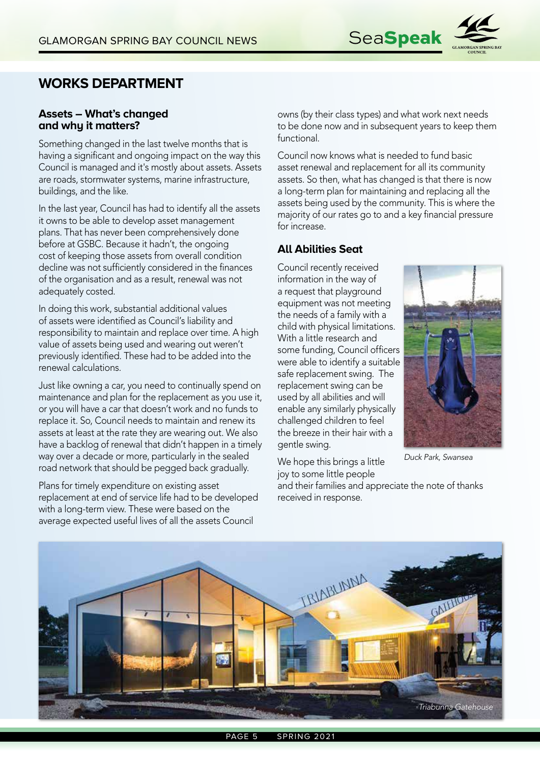# WORKS DEPARTMENT

## Assets – What's changed and why it matters?

Something changed in the last twelve months that is having a significant and ongoing impact on the way this Council is managed and it's mostly about assets. Assets are roads, stormwater systems, marine infrastructure, buildings, and the like.

In the last year, Council has had to identify all the assets it owns to be able to develop asset management plans. That has never been comprehensively done before at GSBC. Because it hadn't, the ongoing cost of keeping those assets from overall condition decline was not sufficiently considered in the finances of the organisation and as a result, renewal was not adequately costed.

In doing this work, substantial additional values of assets were identified as Council's liability and responsibility to maintain and replace over time. A high value of assets being used and wearing out weren't previously identified. These had to be added into the renewal calculations.

Just like owning a car, you need to continually spend on maintenance and plan for the replacement as you use it, or you will have a car that doesn't work and no funds to replace it. So, Council needs to maintain and renew its assets at least at the rate they are wearing out. We also have a backlog of renewal that didn't happen in a timely way over a decade or more, particularly in the sealed road network that should be pegged back gradually.

Plans for timely expenditure on existing asset replacement at end of service life had to be developed with a long-term view. These were based on the average expected useful lives of all the assets Council owns (by their class types) and what work next needs to be done now and in subsequent years to keep them functional.

Council now knows what is needed to fund basic asset renewal and replacement for all its community assets. So then, what has changed is that there is now a long-term plan for maintaining and replacing all the assets being used by the community. This is where the majority of our rates go to and a key financial pressure for increase.

## All Abilities Seat

Council recently received information in the way of a request that playground equipment was not meeting the needs of a family with a child with physical limitations. With a little research and some funding, Council officers were able to identify a suitable safe replacement swing. The replacement swing can be used by all abilities and will enable any similarly physically challenged children to feel the breeze in their hair with a gentle swing.

*Duck Park, Swansea*

We hope this brings a little joy to some little people and their families and appreciate the note of thanks received in response.

*Triabunna Gatehouse*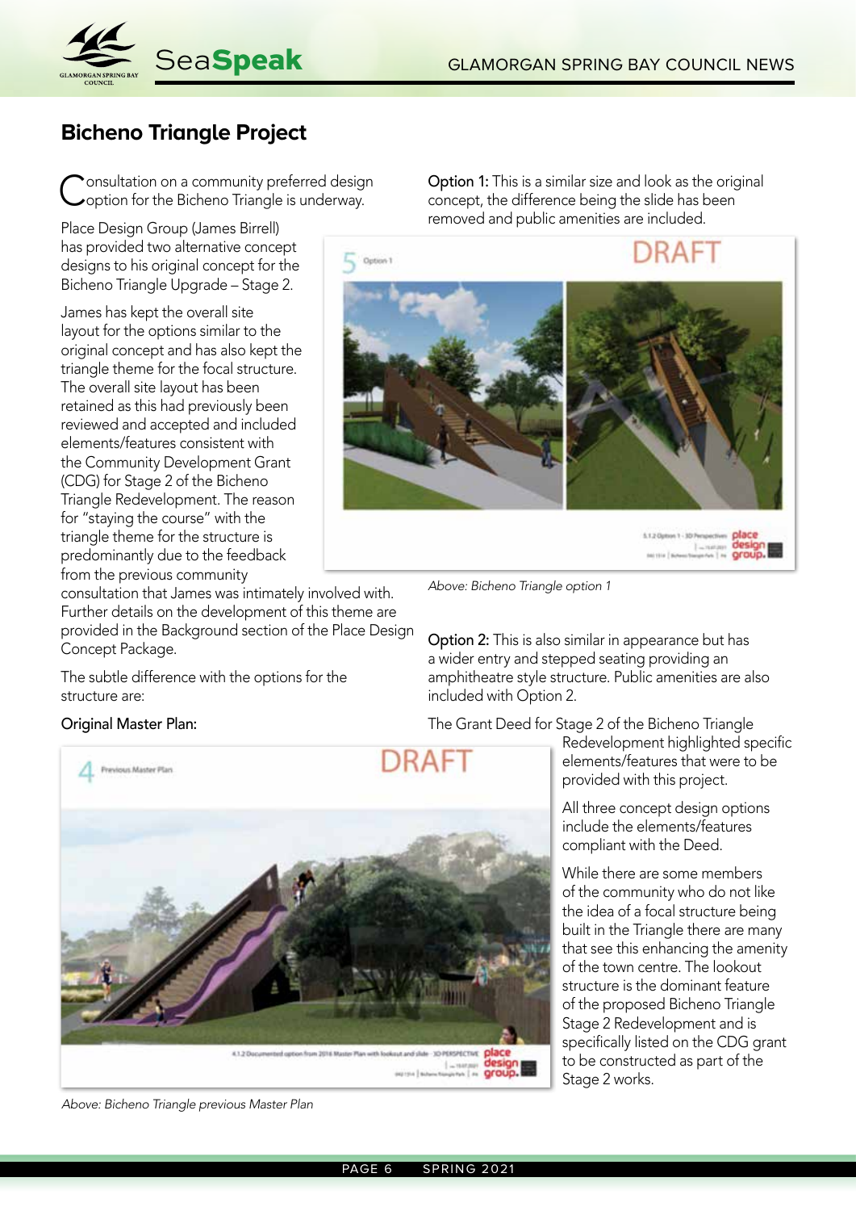## Bicheno Triangle Project

Consultation on a community preferred design option for the Bicheno Triangle is underway.

Place Design Group (James Birrell) has provided two alternative concept designs to his original concept for the Bicheno Triangle Upgrade – Stage 2.

James has kept the overall site layout for the options similar to the original concept and has also kept the triangle theme for the focal structure. The overall site layout has been retained as this had previously been reviewed and accepted and included elements/features consistent with the Community Development Grant (CDG) for Stage 2 of the Bicheno Triangle Redevelopment. The reason for "staying the course" with the triangle theme for the structure is predominantly due to the feedback from the previous community consultation that James was intimately involved with. Further details on the development of this theme are provided in the Background section of the Place Design Concept Package.

The subtle difference with the options for the structure are:

Original Master Plan:

*Above: Bicheno Triangle previous Master Plan*

Option 1: This is a similar size and look as the original concept, the difference being the slide has been removed and public amenities are included.

*Above: Bicheno Triangle option 1*

Option 2: This is also similar in appearance but has a wider entry and stepped seating providing an amphitheatre style structure. Public amenities are also included with Option 2.

The Grant Deed for Stage 2 of the Bicheno Triangle Redevelopment highlighted specific elements/features that were to be provided with this project.

All three concept design options include the elements/features compliant with the Deed.

While there are some members of the community who do not like the idea of a focal structure being built in the Triangle there are many that see this enhancing the amenity of the town centre. The lookout structure is the dominant feature of the proposed Bicheno Triangle Stage 2 Redevelopment and is specifically listed on the CDG grant to be constructed as part of the Stage 2 works.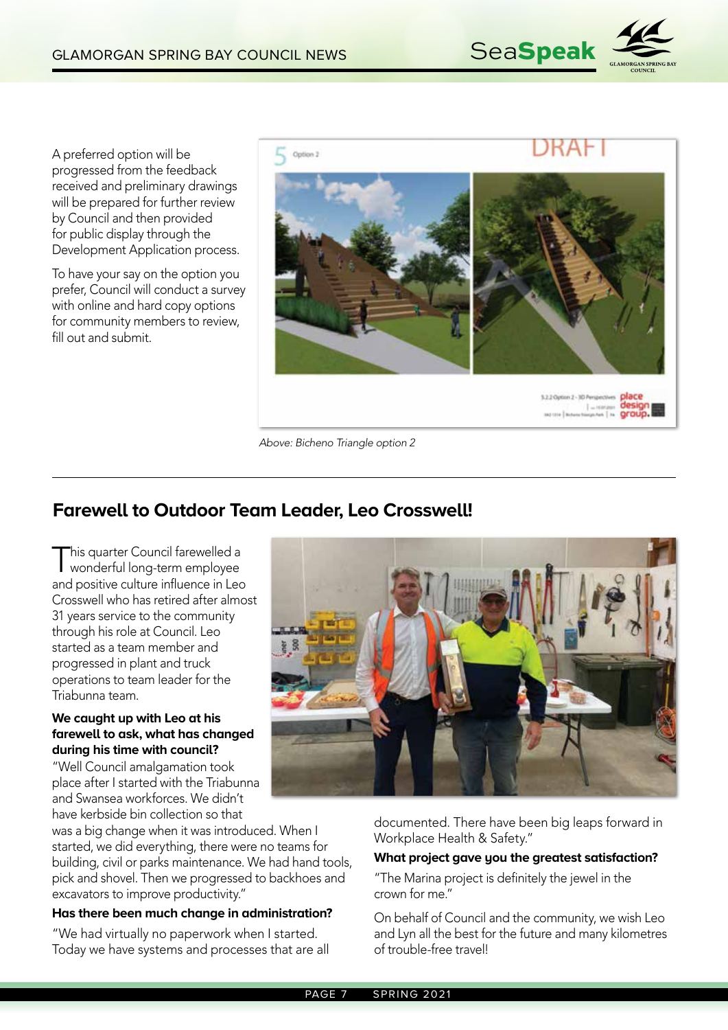A preferred option will be progressed from the feedback received and preliminary drawings will be prepared for further review by Council and then provided for public display through the Development Application process.

To have your say on the option you prefer, Council will conduct a survey with online and hard copy options for community members to review, fill out and submit.

*Above: Bicheno Triangle option 2*

## Farewell to Outdoor Team Leader, Leo Crosswell!

This quarter Council farewelled a wonderful long-term employee and positive culture influence in Leo Crosswell who has retired after almost 31 years service to the community through his role at Council. Leo started as a team member and progressed in plant and truck operations to team leader for the Triabunna team.

**We caught up with Leo at his farewell to ask, what has changed during his time with council?**

"Well Council amalgamation took place after I started with the Triabunna and Swansea workforces. We didn't have kerbside bin collection so that was a big change when it was introduced. When I started, we did everything, there were no teams for building, civil or parks maintenance. We had hand tools, pick and shovel. Then we progressed to backhoes and excavators to improve productivity."

**Has there been much change in administration?**

"We had virtually no paperwork when I started. Today we have systems and processes that are all documented. There have been big leaps forward in Workplace Health & Safety."

**What project gave you the greatest satisfaction?**

"The Marina project is definitely the jewel in the crown for me."

On behalf of Council and the community, we wish Leo and Lyn all the best for the future and many kilometres of trouble-free travel!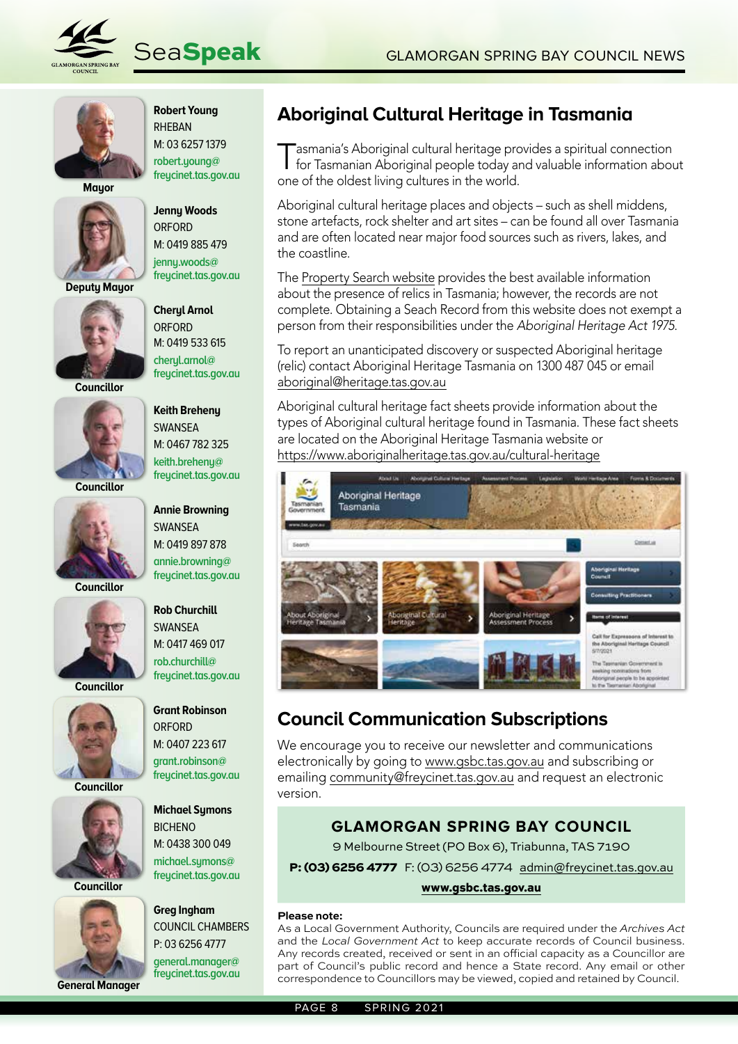**Robert Young**
RHEBAN
M: 03 6257 1379
robert.young@freycinet.tas.gov.au

Mayor

**Jenny Woods**
ORFORD
M: 0419 885 479
jenny.woods@freycinet.tas.gov.au

Deputy Mayor

**Cheryl Arnol**
ORFORD
M: 0419 533 615
cheryl.arnol@freycinet.tas.gov.au

Councillor

**Keith Breheny**
SWANSEA
M: 0467 782 325
keith.breheny@freycinet.tas.gov.au

Councillor

**Annie Browning**
SWANSEA
M: 0419 897 878
annie.browning@freycinet.tas.gov.au

Councillor

**Rob Churchill**
SWANSEA
M: 0417 469 017
rob.churchill@freycinet.tas.gov.au

Councillor

**Grant Robinson**
ORFORD
M: 0407 223 617
grant.robinson@freycinet.tas.gov.au

Councillor

**Michael Symons**
BICHENO
M: 0438 300 049
michael.symons@freycinet.tas.gov.au

Councillor

**Greg Ingham**
COUNCIL CHAMBERS
P: 03 6256 4777
general.manager@freycinet.tas.gov.au

General Manager

## Aboriginal Cultural Heritage in Tasmania

Tasmania's Aboriginal cultural heritage provides a spiritual connection for Tasmanian Aboriginal people today and valuable information about one of the oldest living cultures in the world.

Aboriginal cultural heritage places and objects – such as shell middens, stone artefacts, rock shelter and art sites – can be found all over Tasmania and are often located near major food sources such as rivers, lakes, and the coastline.

The Property Search website provides the best available information about the presence of relics in Tasmania; however, the records are not complete. Obtaining a Seach Record from this website does not exempt a person from their responsibilities under the *Aboriginal Heritage Act 1975.*

To report an unanticipated discovery or suspected Aboriginal heritage (relic) contact Aboriginal Heritage Tasmania on 1300 487 045 or email aboriginal@heritage.tas.gov.au

Aboriginal cultural heritage fact sheets provide information about the types of Aboriginal cultural heritage found in Tasmania. These fact sheets are located on the Aboriginal Heritage Tasmania website or https://www.aboriginalheritage.tas.gov.au/cultural-heritage

## Council Communication Subscriptions

We encourage you to receive our newsletter and communications electronically by going to www.gsbc.tas.gov.au and subscribing or emailing community@freycinet.tas.gov.au and request an electronic version.

### GLAMORGAN SPRING BAY COUNCIL

9 Melbourne Street (PO Box 6), Triabunna, TAS 7190

**P: (03) 6256 4777** F: (03) 6256 4774 admin@freycinet.tas.gov.au

**www.gsbc.tas.gov.au**

**Please note:**
As a Local Government Authority, Councils are required under the *Archives Act* and the *Local Government Act* to keep accurate records of Council business. Any records created, received or sent in an official capacity as a Councillor are part of Council's public record and hence a State record. Any email or other correspondence to Councillors may be viewed, copied and retained by Council.